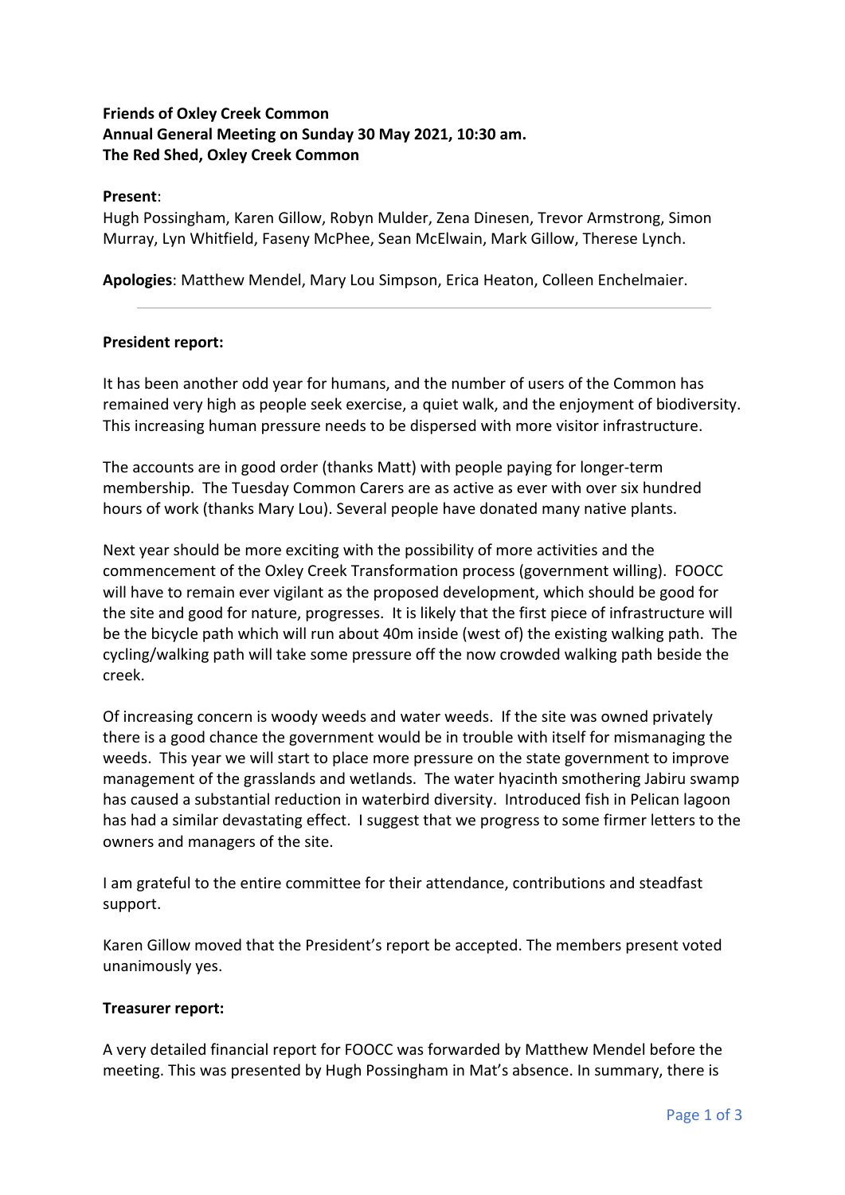**Friends of Oxley Creek Common**
**Annual General Meeting on Sunday 30 May 2021, 10:30 am.**
**The Red Shed, Oxley Creek Common**

**Present**:
Hugh Possingham, Karen Gillow, Robyn Mulder, Zena Dinesen, Trevor Armstrong, Simon Murray, Lyn Whitfield, Faseny McPhee, Sean McElwain, Mark Gillow, Therese Lynch.

**Apologies**: Matthew Mendel, Mary Lou Simpson, Erica Heaton, Colleen Enchelmaier.

---

**President report:**

It has been another odd year for humans, and the number of users of the Common has remained very high as people seek exercise, a quiet walk, and the enjoyment of biodiversity. This increasing human pressure needs to be dispersed with more visitor infrastructure.

The accounts are in good order (thanks Matt) with people paying for longer-term membership. The Tuesday Common Carers are as active as ever with over six hundred hours of work (thanks Mary Lou). Several people have donated many native plants.

Next year should be more exciting with the possibility of more activities and the commencement of the Oxley Creek Transformation process (government willing). FOOCC will have to remain ever vigilant as the proposed development, which should be good for the site and good for nature, progresses. It is likely that the first piece of infrastructure will be the bicycle path which will run about 40m inside (west of) the existing walking path. The cycling/walking path will take some pressure off the now crowded walking path beside the creek.

Of increasing concern is woody weeds and water weeds. If the site was owned privately there is a good chance the government would be in trouble with itself for mismanaging the weeds. This year we will start to place more pressure on the state government to improve management of the grasslands and wetlands. The water hyacinth smothering Jabiru swamp has caused a substantial reduction in waterbird diversity. Introduced fish in Pelican lagoon has had a similar devastating effect. I suggest that we progress to some firmer letters to the owners and managers of the site.

I am grateful to the entire committee for their attendance, contributions and steadfast support.

Karen Gillow moved that the President's report be accepted. The members present voted unanimously yes.

**Treasurer report:**

A very detailed financial report for FOOCC was forwarded by Matthew Mendel before the meeting. This was presented by Hugh Possingham in Mat's absence. In summary, there is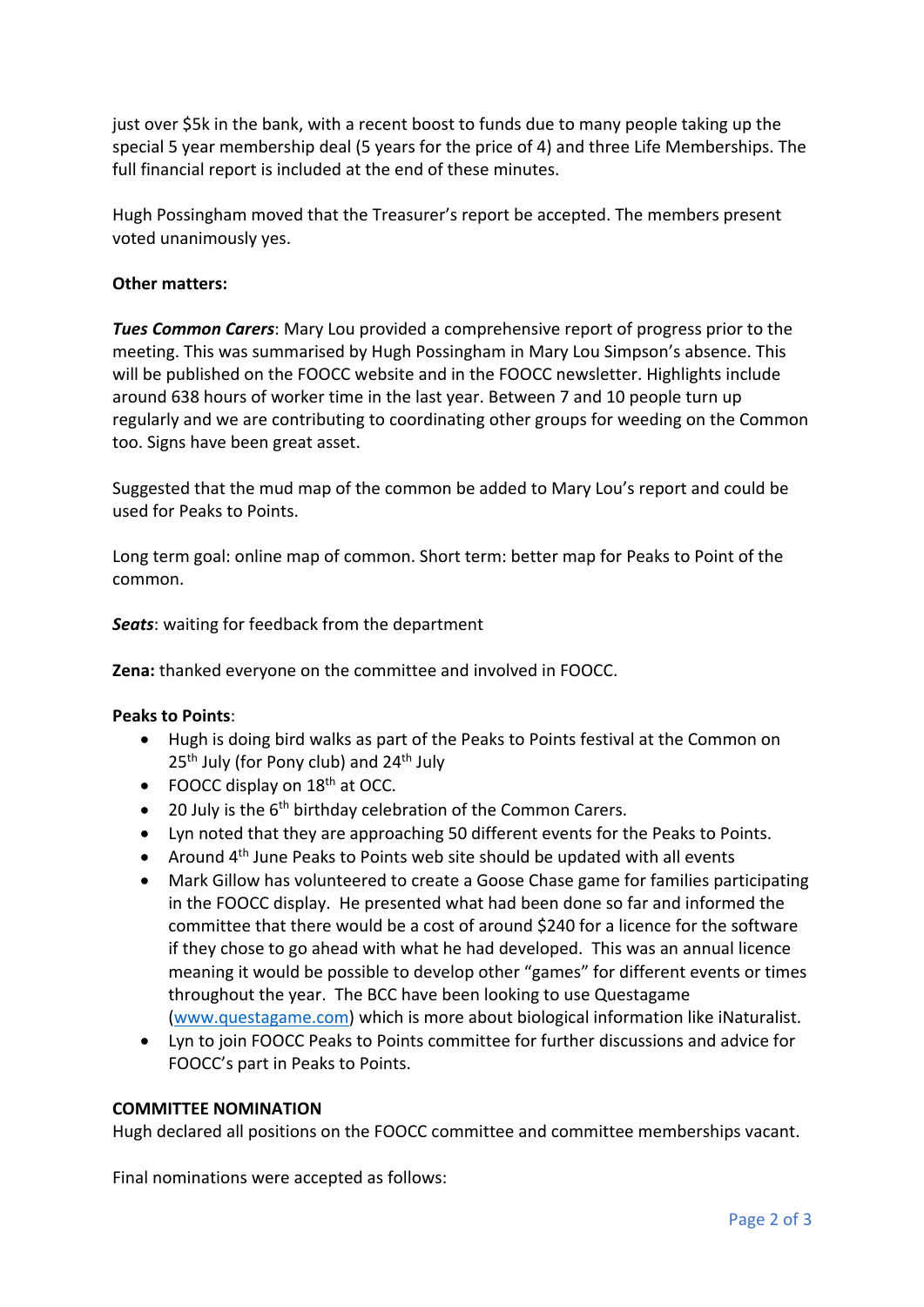just over $5k in the bank, with a recent boost to funds due to many people taking up the special 5 year membership deal (5 years for the price of 4) and three Life Memberships. The full financial report is included at the end of these minutes.

Hugh Possingham moved that the Treasurer's report be accepted. The members present voted unanimously yes.

**Other matters:**

***Tues Common Carers***: Mary Lou provided a comprehensive report of progress prior to the meeting. This was summarised by Hugh Possingham in Mary Lou Simpson's absence. This will be published on the FOOCC website and in the FOOCC newsletter. Highlights include around 638 hours of worker time in the last year. Between 7 and 10 people turn up regularly and we are contributing to coordinating other groups for weeding on the Common too. Signs have been great asset.

Suggested that the mud map of the common be added to Mary Lou's report and could be used for Peaks to Points.

Long term goal: online map of common. Short term: better map for Peaks to Point of the common.

***Seats***: waiting for feedback from the department

**Zena:** thanked everyone on the committee and involved in FOOCC.

**Peaks to Points**:

- Hugh is doing bird walks as part of the Peaks to Points festival at the Common on 25th July (for Pony club) and 24th July
- FOOCC display on 18th at OCC.
- 20 July is the 6th birthday celebration of the Common Carers.
- Lyn noted that they are approaching 50 different events for the Peaks to Points.
- Around 4th June Peaks to Points web site should be updated with all events
- Mark Gillow has volunteered to create a Goose Chase game for families participating in the FOOCC display. He presented what had been done so far and informed the committee that there would be a cost of around $240 for a licence for the software if they chose to go ahead with what he had developed. This was an annual licence meaning it would be possible to develop other "games" for different events or times throughout the year. The BCC have been looking to use Questagame (www.questagame.com) which is more about biological information like iNaturalist.
- Lyn to join FOOCC Peaks to Points committee for further discussions and advice for FOOCC's part in Peaks to Points.

**COMMITTEE NOMINATION**

Hugh declared all positions on the FOOCC committee and committee memberships vacant.

Final nominations were accepted as follows: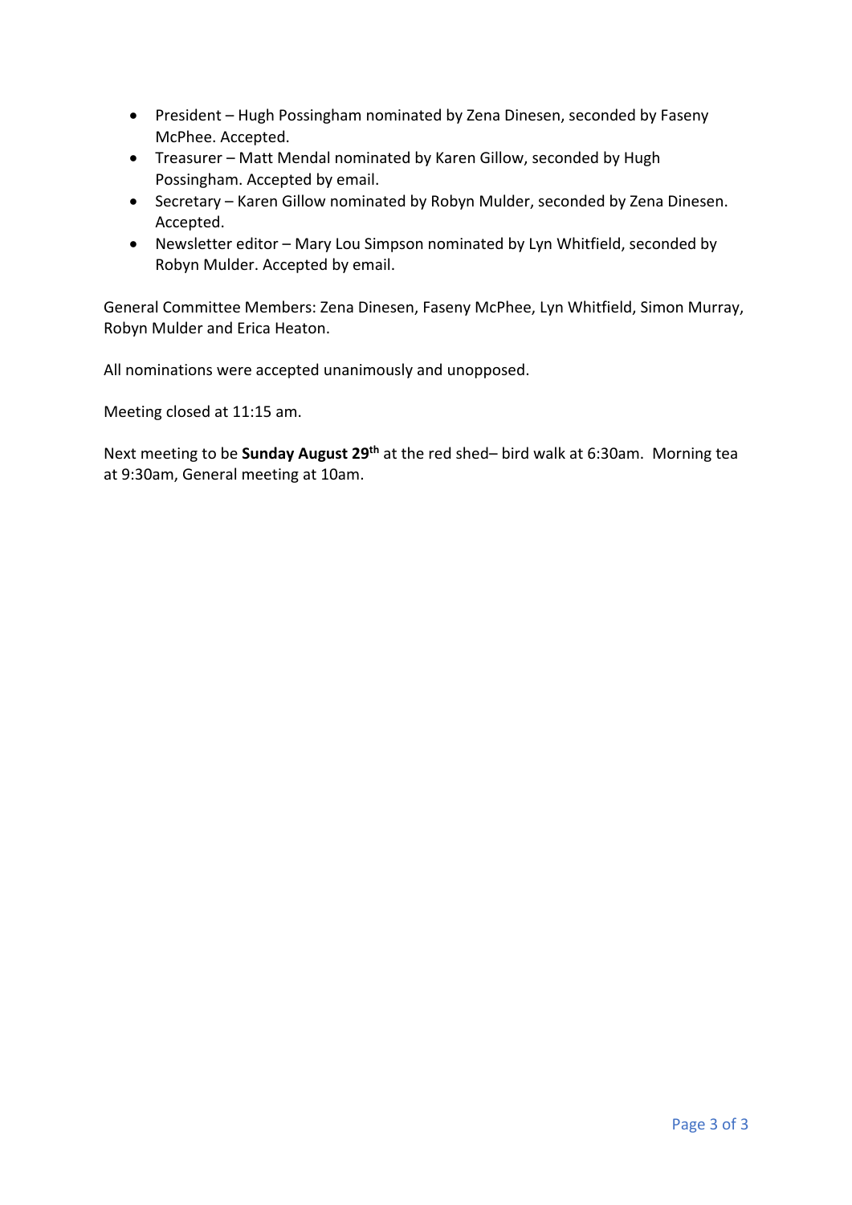- President – Hugh Possingham nominated by Zena Dinesen, seconded by Faseny McPhee. Accepted.
- Treasurer – Matt Mendal nominated by Karen Gillow, seconded by Hugh Possingham. Accepted by email.
- Secretary – Karen Gillow nominated by Robyn Mulder, seconded by Zena Dinesen. Accepted.
- Newsletter editor – Mary Lou Simpson nominated by Lyn Whitfield, seconded by Robyn Mulder. Accepted by email.

General Committee Members: Zena Dinesen, Faseny McPhee, Lyn Whitfield, Simon Murray, Robyn Mulder and Erica Heaton.

All nominations were accepted unanimously and unopposed.

Meeting closed at 11:15 am.

Next meeting to be **Sunday August 29th** at the red shed– bird walk at 6:30am. Morning tea at 9:30am, General meeting at 10am.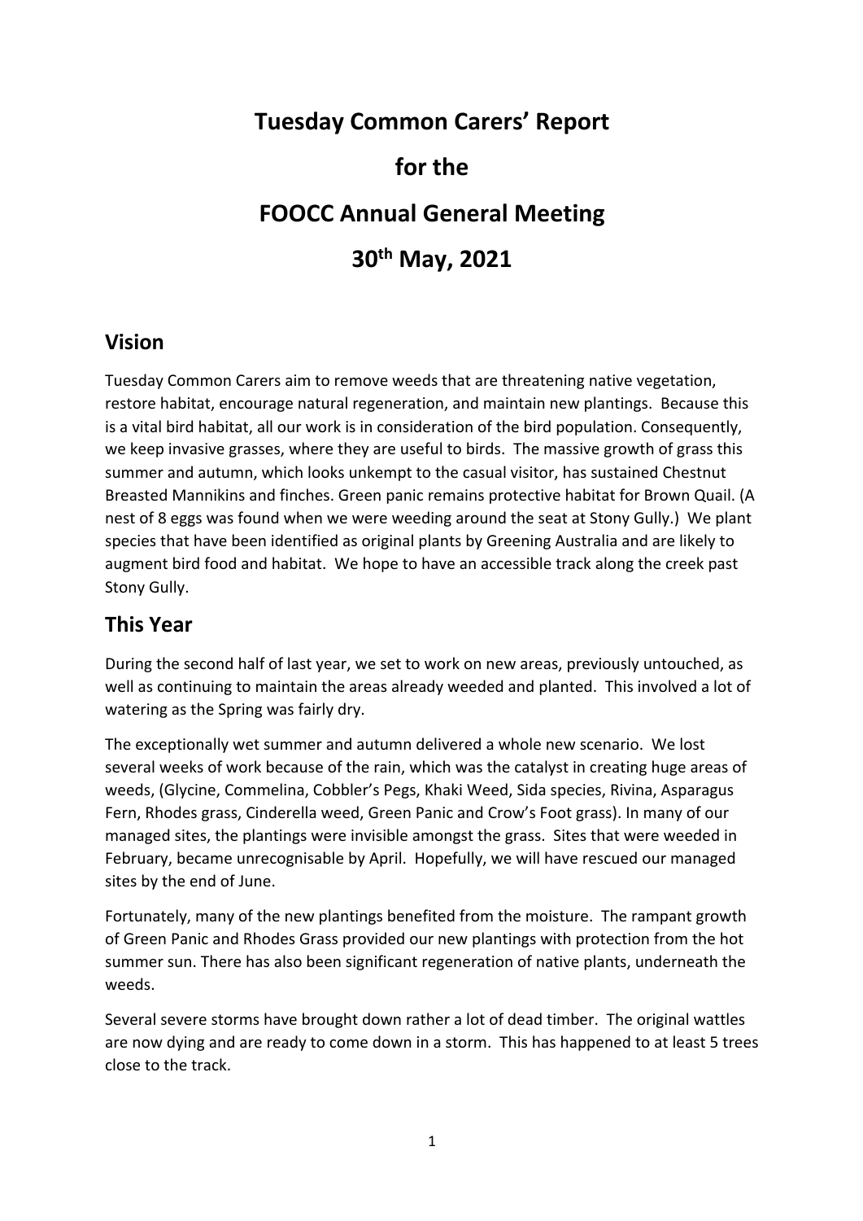# Tuesday Common Carers' Report

# for the

# FOOCC Annual General Meeting

# 30th May, 2021

## Vision

Tuesday Common Carers aim to remove weeds that are threatening native vegetation, restore habitat, encourage natural regeneration, and maintain new plantings. Because this is a vital bird habitat, all our work is in consideration of the bird population. Consequently, we keep invasive grasses, where they are useful to birds. The massive growth of grass this summer and autumn, which looks unkempt to the casual visitor, has sustained Chestnut Breasted Mannikins and finches. Green panic remains protective habitat for Brown Quail. (A nest of 8 eggs was found when we were weeding around the seat at Stony Gully.) We plant species that have been identified as original plants by Greening Australia and are likely to augment bird food and habitat. We hope to have an accessible track along the creek past Stony Gully.

## This Year

During the second half of last year, we set to work on new areas, previously untouched, as well as continuing to maintain the areas already weeded and planted. This involved a lot of watering as the Spring was fairly dry.

The exceptionally wet summer and autumn delivered a whole new scenario. We lost several weeks of work because of the rain, which was the catalyst in creating huge areas of weeds, (Glycine, Commelina, Cobbler's Pegs, Khaki Weed, Sida species, Rivina, Asparagus Fern, Rhodes grass, Cinderella weed, Green Panic and Crow's Foot grass). In many of our managed sites, the plantings were invisible amongst the grass. Sites that were weeded in February, became unrecognisable by April. Hopefully, we will have rescued our managed sites by the end of June.

Fortunately, many of the new plantings benefited from the moisture. The rampant growth of Green Panic and Rhodes Grass provided our new plantings with protection from the hot summer sun. There has also been significant regeneration of native plants, underneath the weeds.

Several severe storms have brought down rather a lot of dead timber. The original wattles are now dying and are ready to come down in a storm. This has happened to at least 5 trees close to the track.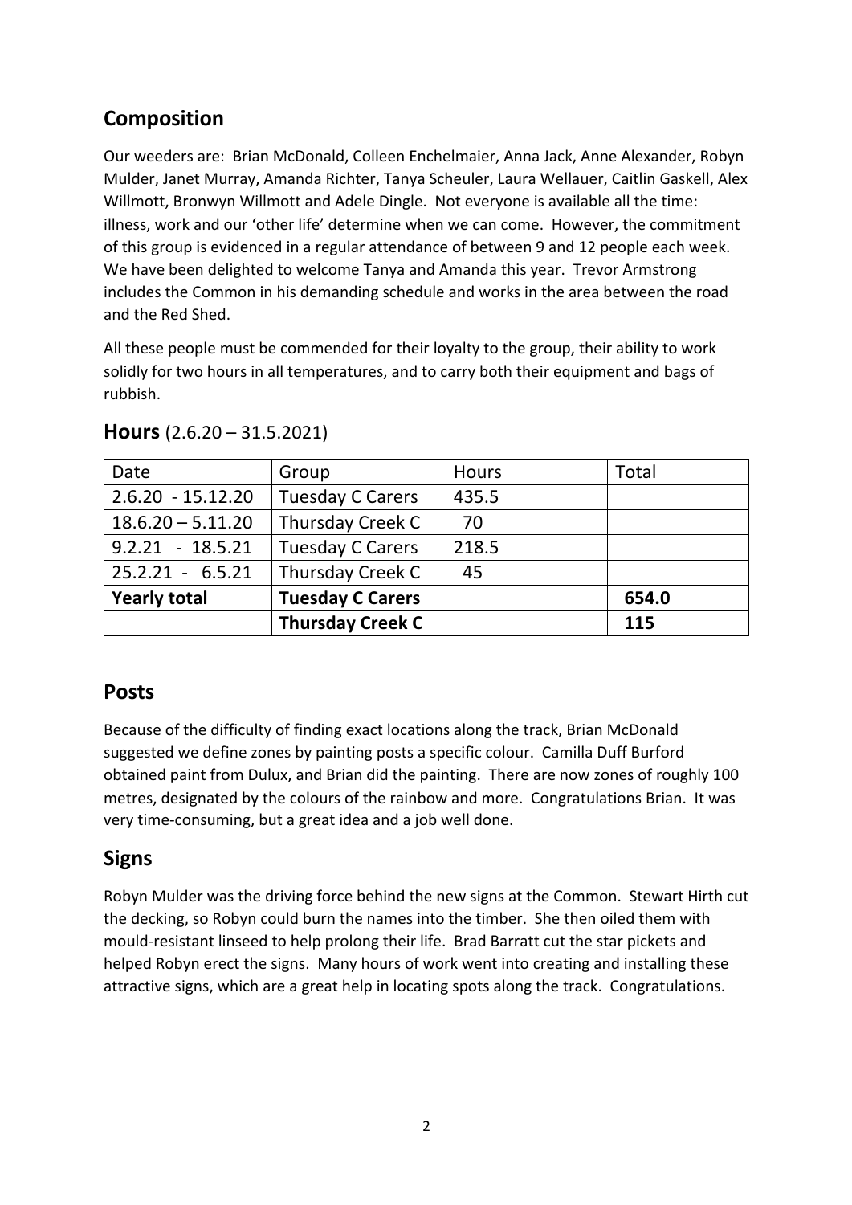## Composition

Our weeders are: Brian McDonald, Colleen Enchelmaier, Anna Jack, Anne Alexander, Robyn Mulder, Janet Murray, Amanda Richter, Tanya Scheuler, Laura Wellauer, Caitlin Gaskell, Alex Willmott, Bronwyn Willmott and Adele Dingle. Not everyone is available all the time: illness, work and our 'other life' determine when we can come. However, the commitment of this group is evidenced in a regular attendance of between 9 and 12 people each week. We have been delighted to welcome Tanya and Amanda this year. Trevor Armstrong includes the Common in his demanding schedule and works in the area between the road and the Red Shed.

All these people must be commended for their loyalty to the group, their ability to work solidly for two hours in all temperatures, and to carry both their equipment and bags of rubbish.

## Hours (2.6.20 – 31.5.2021)

| Date | Group | Hours | Total |
|---|---|---|---|
| 2.6.20 - 15.12.20 | Tuesday C Carers | 435.5 | |
| 18.6.20 – 5.11.20 | Thursday Creek C | 70 | |
| 9.2.21 - 18.5.21 | Tuesday C Carers | 218.5 | |
| 25.2.21 - 6.5.21 | Thursday Creek C | 45 | |
| **Yearly total** | **Tuesday C Carers** | | **654.0** |
| | **Thursday Creek C** | | **115** |

## Posts

Because of the difficulty of finding exact locations along the track, Brian McDonald suggested we define zones by painting posts a specific colour. Camilla Duff Burford obtained paint from Dulux, and Brian did the painting. There are now zones of roughly 100 metres, designated by the colours of the rainbow and more. Congratulations Brian. It was very time-consuming, but a great idea and a job well done.

## Signs

Robyn Mulder was the driving force behind the new signs at the Common. Stewart Hirth cut the decking, so Robyn could burn the names into the timber. She then oiled them with mould-resistant linseed to help prolong their life. Brad Barratt cut the star pickets and helped Robyn erect the signs. Many hours of work went into creating and installing these attractive signs, which are a great help in locating spots along the track. Congratulations.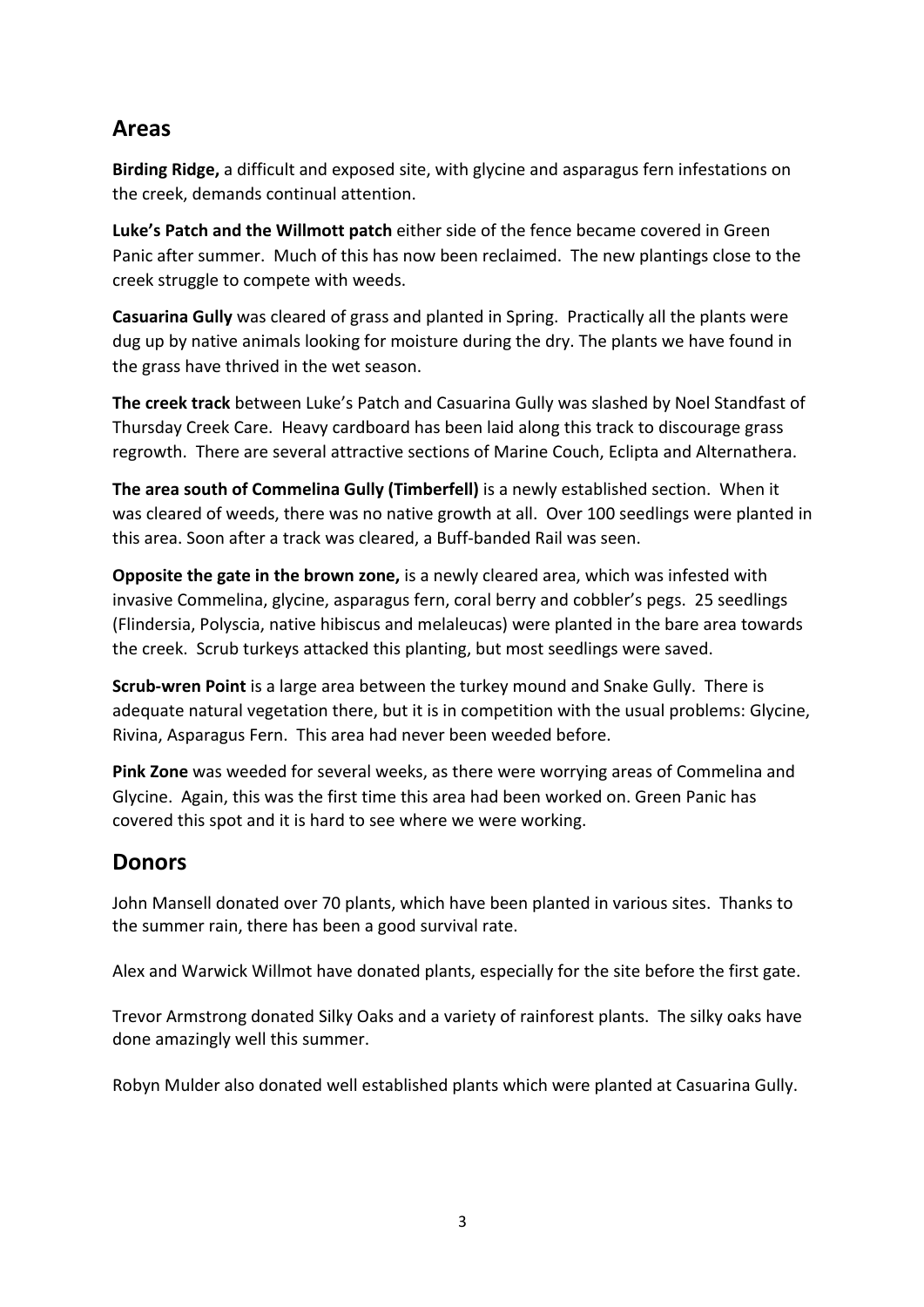## Areas

**Birding Ridge,** a difficult and exposed site, with glycine and asparagus fern infestations on the creek, demands continual attention.

**Luke's Patch and the Willmott patch** either side of the fence became covered in Green Panic after summer. Much of this has now been reclaimed. The new plantings close to the creek struggle to compete with weeds.

**Casuarina Gully** was cleared of grass and planted in Spring. Practically all the plants were dug up by native animals looking for moisture during the dry. The plants we have found in the grass have thrived in the wet season.

**The creek track** between Luke's Patch and Casuarina Gully was slashed by Noel Standfast of Thursday Creek Care. Heavy cardboard has been laid along this track to discourage grass regrowth. There are several attractive sections of Marine Couch, Eclipta and Alternathera.

**The area south of Commelina Gully (Timberfell)** is a newly established section. When it was cleared of weeds, there was no native growth at all. Over 100 seedlings were planted in this area. Soon after a track was cleared, a Buff-banded Rail was seen.

**Opposite the gate in the brown zone,** is a newly cleared area, which was infested with invasive Commelina, glycine, asparagus fern, coral berry and cobbler's pegs. 25 seedlings (Flindersia, Polyscia, native hibiscus and melaleucas) were planted in the bare area towards the creek. Scrub turkeys attacked this planting, but most seedlings were saved.

**Scrub-wren Point** is a large area between the turkey mound and Snake Gully. There is adequate natural vegetation there, but it is in competition with the usual problems: Glycine, Rivina, Asparagus Fern. This area had never been weeded before.

**Pink Zone** was weeded for several weeks, as there were worrying areas of Commelina and Glycine. Again, this was the first time this area had been worked on. Green Panic has covered this spot and it is hard to see where we were working.

## Donors

John Mansell donated over 70 plants, which have been planted in various sites. Thanks to the summer rain, there has been a good survival rate.

Alex and Warwick Willmot have donated plants, especially for the site before the first gate.

Trevor Armstrong donated Silky Oaks and a variety of rainforest plants. The silky oaks have done amazingly well this summer.

Robyn Mulder also donated well established plants which were planted at Casuarina Gully.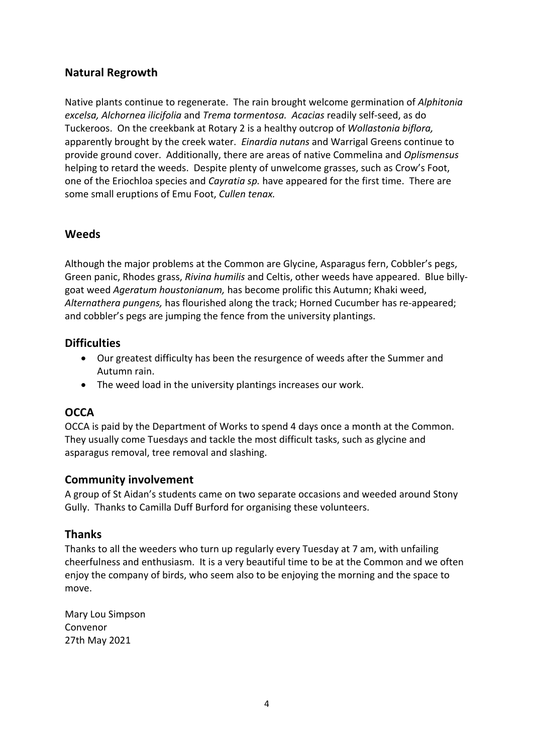## Natural Regrowth

Native plants continue to regenerate. The rain brought welcome germination of *Alphitonia excelsa, Alchornea ilicifolia* and *Trema tormentosa. Acacias* readily self-seed, as do Tuckeroos. On the creekbank at Rotary 2 is a healthy outcrop of *Wollastonia biflora,* apparently brought by the creek water. *Einardia nutans* and Warrigal Greens continue to provide ground cover. Additionally, there are areas of native Commelina and *Oplismensus* helping to retard the weeds. Despite plenty of unwelcome grasses, such as Crow's Foot, one of the Eriochloa species and *Cayratia sp.* have appeared for the first time. There are some small eruptions of Emu Foot, *Cullen tenax.*

## Weeds

Although the major problems at the Common are Glycine, Asparagus fern, Cobbler's pegs, Green panic, Rhodes grass, *Rivina humilis* and Celtis, other weeds have appeared. Blue billy-goat weed *Ageratum houstonianum,* has become prolific this Autumn; Khaki weed, *Alternathera pungens,* has flourished along the track; Horned Cucumber has re-appeared; and cobbler's pegs are jumping the fence from the university plantings.

## Difficulties

- Our greatest difficulty has been the resurgence of weeds after the Summer and Autumn rain.
- The weed load in the university plantings increases our work.

## OCCA

OCCA is paid by the Department of Works to spend 4 days once a month at the Common. They usually come Tuesdays and tackle the most difficult tasks, such as glycine and asparagus removal, tree removal and slashing.

## Community involvement

A group of St Aidan's students came on two separate occasions and weeded around Stony Gully. Thanks to Camilla Duff Burford for organising these volunteers.

## Thanks

Thanks to all the weeders who turn up regularly every Tuesday at 7 am, with unfailing cheerfulness and enthusiasm. It is a very beautiful time to be at the Common and we often enjoy the company of birds, who seem also to be enjoying the morning and the space to move.

Mary Lou Simpson
Convenor
27th May 2021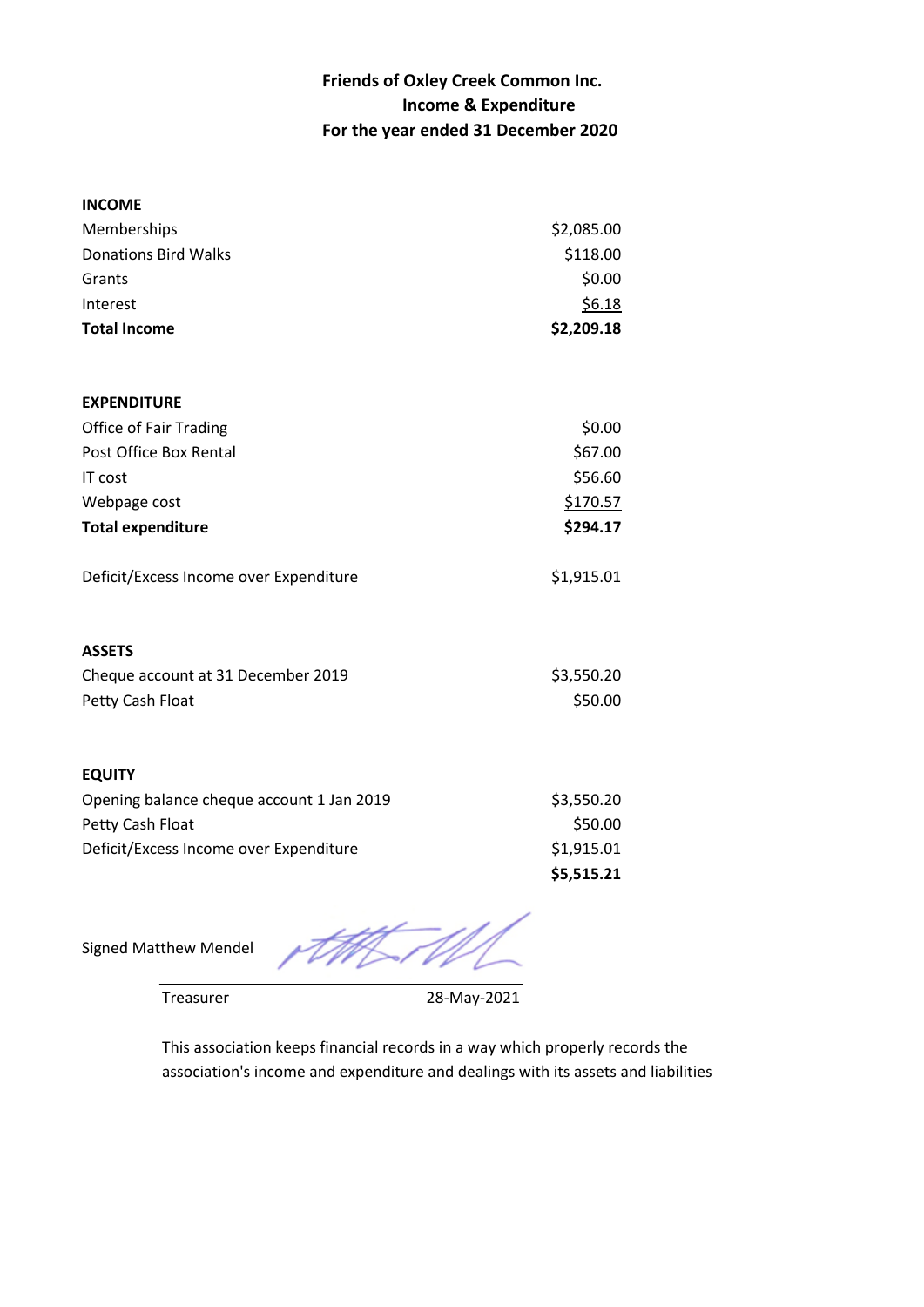**Friends of Oxley Creek Common Inc.**
**Income & Expenditure**
**For the year ended 31 December 2020**

| | |
|---|---|
| **INCOME** | |
| Memberships | $2,085.00 |
| Donations Bird Walks | $118.00 |
| Grants | $0.00 |
| Interest | $6.18 |
| **Total Income** | **$2,209.18** |
| | |
| **EXPENDITURE** | |
| Office of Fair Trading | $0.00 |
| Post Office Box Rental | $67.00 |
| IT cost | $56.60 |
| Webpage cost | $170.57 |
| **Total expenditure** | **$294.17** |
| | |
| Deficit/Excess Income over Expenditure | $1,915.01 |
| | |
| **ASSETS** | |
| Cheque account at 31 December 2019 | $3,550.20 |
| Petty Cash Float | $50.00 |
| | |
| **EQUITY** | |
| Opening balance cheque account 1 Jan 2019 | $3,550.20 |
| Petty Cash Float | $50.00 |
| Deficit/Excess Income over Expenditure | $1,915.01 |
| | **$5,515.21** |

Signed Matthew Mendel

Treasurer 28-May-2021

This association keeps financial records in a way which properly records the association's income and expenditure and dealings with its assets and liabilities